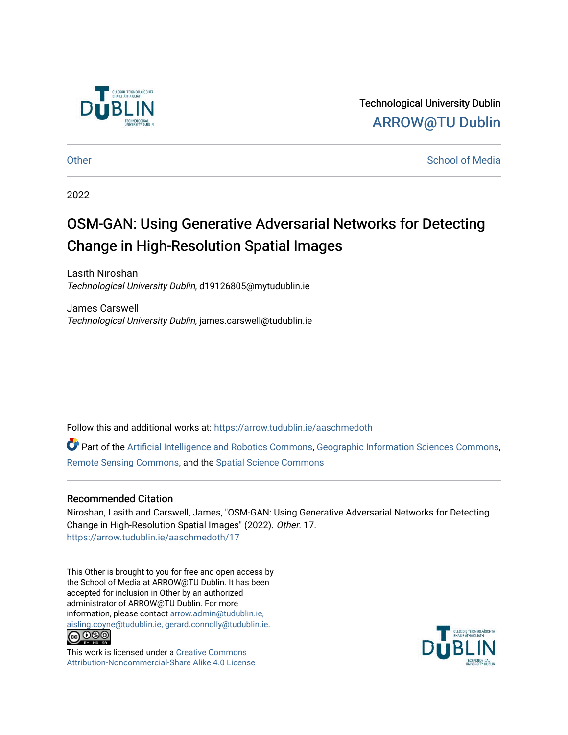Technological University Dublin
ARROW@TU Dublin

Other | School of Media

2022

# OSM-GAN: Using Generative Adversarial Networks for Detecting Change in High-Resolution Spatial Images

Lasith Niroshan
*Technological University Dublin*, d19126805@mytudublin.ie

James Carswell
*Technological University Dublin*, james.carswell@tudublin.ie

Follow this and additional works at: https://arrow.tudublin.ie/aaschmedoth

Part of the Artificial Intelligence and Robotics Commons, Geographic Information Sciences Commons, Remote Sensing Commons, and the Spatial Science Commons

## Recommended Citation

Niroshan, Lasith and Carswell, James, "OSM-GAN: Using Generative Adversarial Networks for Detecting Change in High-Resolution Spatial Images" (2022). *Other*. 17.
https://arrow.tudublin.ie/aaschmedoth/17

This Other is brought to you for free and open access by the School of Media at ARROW@TU Dublin. It has been accepted for inclusion in Other by an authorized administrator of ARROW@TU Dublin. For more information, please contact arrow.admin@tudublin.ie, aisling.coyne@tudublin.ie, gerard.connolly@tudublin.ie.

This work is licensed under a Creative Commons Attribution-Noncommercial-Share Alike 4.0 License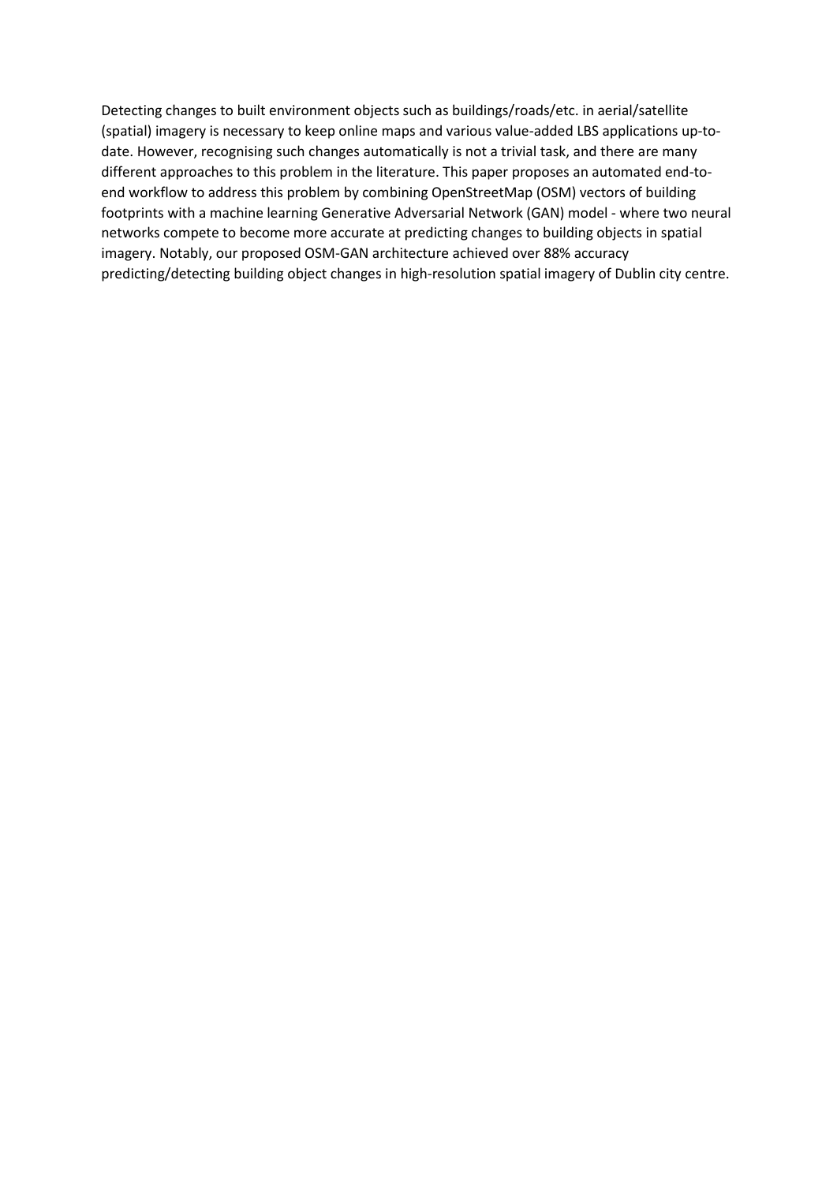Detecting changes to built environment objects such as buildings/roads/etc. in aerial/satellite (spatial) imagery is necessary to keep online maps and various value-added LBS applications up-to-date. However, recognising such changes automatically is not a trivial task, and there are many different approaches to this problem in the literature. This paper proposes an automated end-to-end workflow to address this problem by combining OpenStreetMap (OSM) vectors of building footprints with a machine learning Generative Adversarial Network (GAN) model - where two neural networks compete to become more accurate at predicting changes to building objects in spatial imagery. Notably, our proposed OSM-GAN architecture achieved over 88% accuracy predicting/detecting building object changes in high-resolution spatial imagery of Dublin city centre.